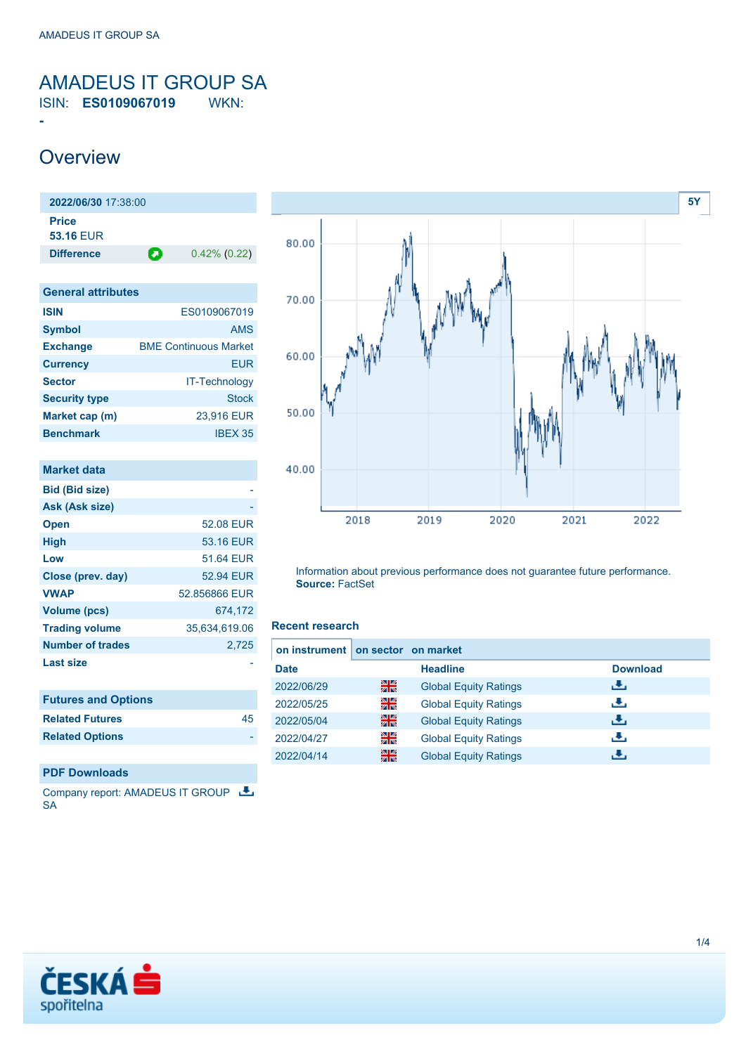# AMADEUS IT GROUP SA

ISIN: **ES0109067019** WKN: -

## Overview

**2022/06/30** 17:38:00

**Price**
**53.16** EUR

**Difference** 0.42% (0.22)

| General attributes | |
|---|---|
| ISIN | ES0109067019 |
| Symbol | AMS |
| Exchange | BME Continuous Market |
| Currency | EUR |
| Sector | IT-Technology |
| Security type | Stock |
| Market cap (m) | 23,916 EUR |
| Benchmark | IBEX 35 |

| Market data | |
|---|---|
| Bid (Bid size) | - |
| Ask (Ask size) | - |
| Open | 52.08 EUR |
| High | 53.16 EUR |
| Low | 51.64 EUR |
| Close (prev. day) | 52.94 EUR |
| VWAP | 52.856866 EUR |
| Volume (pcs) | 674,172 |
| Trading volume | 35,634,619.06 |
| Number of trades | 2,725 |
| Last size | - |

| Futures and Options | |
|---|---|
| Related Futures | 45 |
| Related Options | - |

**PDF Downloads**

Company report: AMADEUS IT GROUP SA

5Y

Information about previous performance does not guarantee future performance.
**Source:** FactSet

### Recent research

on instrument | on sector | on market

| Date | | Headline | Download |
|---|---|---|---|
| 2022/06/29 | | Global Equity Ratings | |
| 2022/05/25 | | Global Equity Ratings | |
| 2022/05/04 | | Global Equity Ratings | |
| 2022/04/27 | | Global Equity Ratings | |
| 2022/04/14 | | Global Equity Ratings | |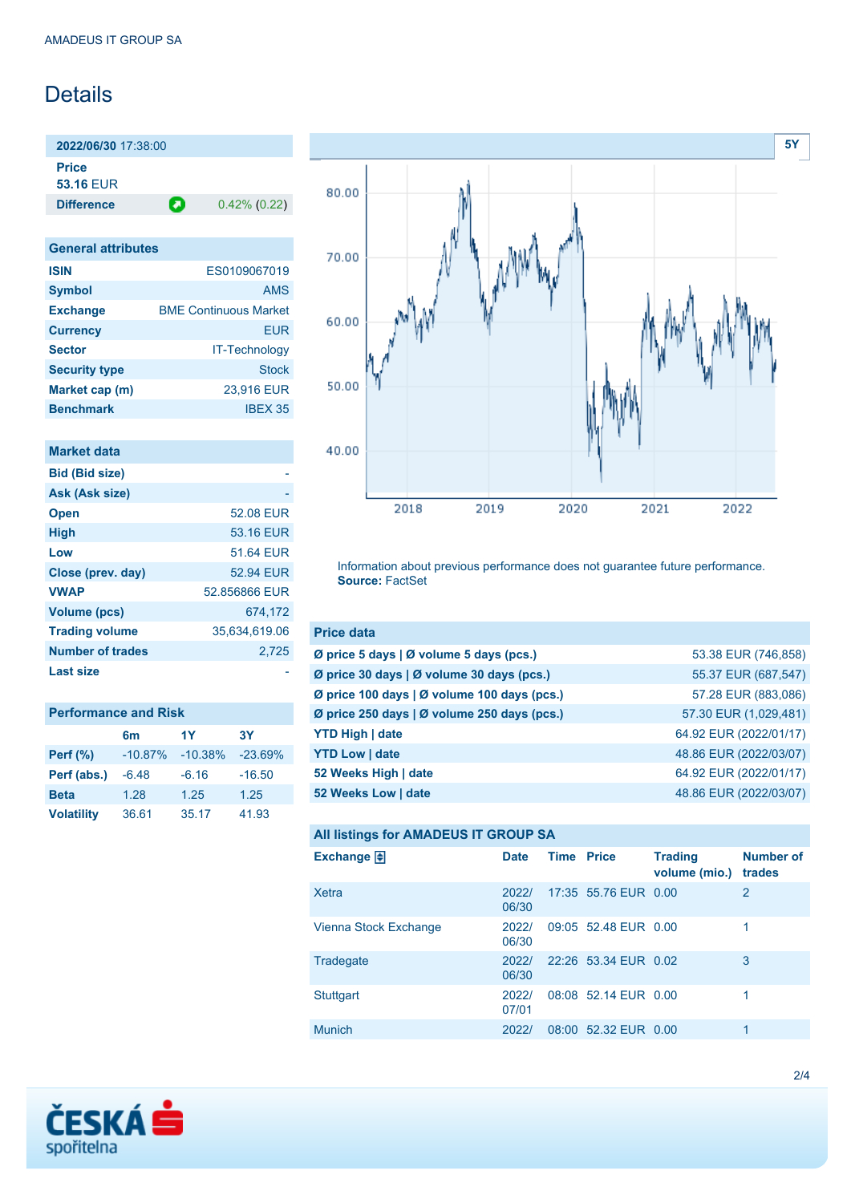# Details

| 2022/06/30 17:38:00 | |
|---|---|
| **Price** 53.16 EUR | |
| **Difference** | 0.42% (0.22) |

| General attributes | |
|---|---|
| **ISIN** | ES0109067019 |
| **Symbol** | AMS |
| **Exchange** | BME Continuous Market |
| **Currency** | EUR |
| **Sector** | IT-Technology |
| **Security type** | Stock |
| **Market cap (m)** | 23,916 EUR |
| **Benchmark** | IBEX 35 |

| Market data | |
|---|---|
| **Bid (Bid size)** | - |
| **Ask (Ask size)** | - |
| **Open** | 52.08 EUR |
| **High** | 53.16 EUR |
| **Low** | 51.64 EUR |
| **Close (prev. day)** | 52.94 EUR |
| **VWAP** | 52.856866 EUR |
| **Volume (pcs)** | 674,172 |
| **Trading volume** | 35,634,619.06 |
| **Number of trades** | 2,725 |
| **Last size** | - |

| Performance and Risk | 6m | 1Y | 3Y |
|---|---|---|---|
| **Perf (%)** | -10.87% | -10.38% | -23.69% |
| **Perf (abs.)** | -6.48 | -6.16 | -16.50 |
| **Beta** | 1.28 | 1.25 | 1.25 |
| **Volatility** | 36.61 | 35.17 | 41.93 |

Information about previous performance does not guarantee future performance.
**Source:** FactSet

| Price data | |
|---|---|
| **Ø price 5 days \| Ø volume 5 days (pcs.)** | 53.38 EUR (746,858) |
| **Ø price 30 days \| Ø volume 30 days (pcs.)** | 55.37 EUR (687,547) |
| **Ø price 100 days \| Ø volume 100 days (pcs.)** | 57.28 EUR (883,086) |
| **Ø price 250 days \| Ø volume 250 days (pcs.)** | 57.30 EUR (1,029,481) |
| **YTD High \| date** | 64.92 EUR (2022/01/17) |
| **YTD Low \| date** | 48.86 EUR (2022/03/07) |
| **52 Weeks High \| date** | 64.92 EUR (2022/01/17) |
| **52 Weeks Low \| date** | 48.86 EUR (2022/03/07) |

**All listings for AMADEUS IT GROUP SA**

| Exchange | Date | Time | Price | Trading volume (mio.) | Number of trades |
|---|---|---|---|---|---|
| Xetra | 2022/06/30 | 17:35 | 55.76 EUR | 0.00 | 2 |
| Vienna Stock Exchange | 2022/06/30 | 09:05 | 52.48 EUR | 0.00 | 1 |
| Tradegate | 2022/06/30 | 22:26 | 53.34 EUR | 0.02 | 3 |
| Stuttgart | 2022/07/01 | 08:08 | 52.14 EUR | 0.00 | 1 |
| Munich | 2022/ | 08:00 | 52.32 EUR | 0.00 | 1 |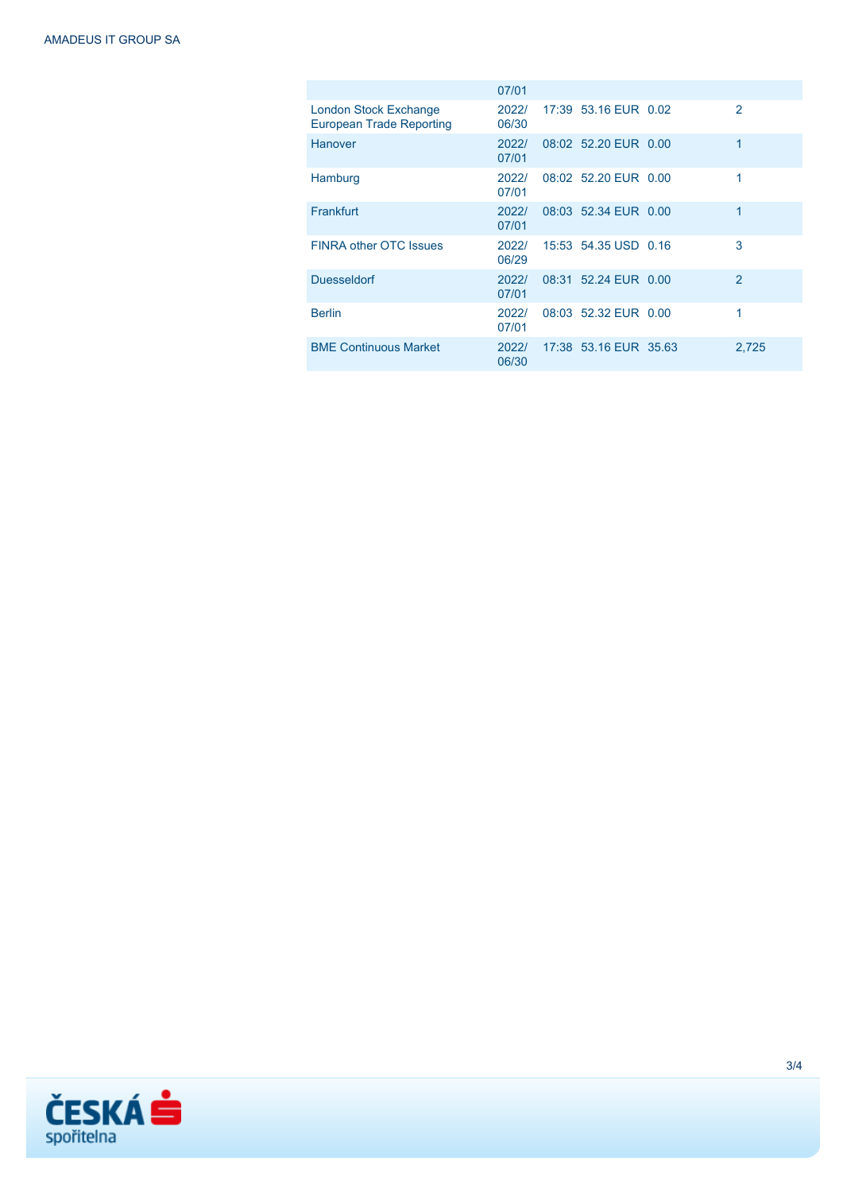| | | | | | |
|---|---|---|---|---|---|
| | 07/01 | | | | |
| London Stock Exchange European Trade Reporting | 2022/ 06/30 | 17:39 | 53.16 EUR | 0.02 | 2 |
| Hanover | 2022/ 07/01 | 08:02 | 52.20 EUR | 0.00 | 1 |
| Hamburg | 2022/ 07/01 | 08:02 | 52.20 EUR | 0.00 | 1 |
| Frankfurt | 2022/ 07/01 | 08:03 | 52.34 EUR | 0.00 | 1 |
| FINRA other OTC Issues | 2022/ 06/29 | 15:53 | 54.35 USD | 0.16 | 3 |
| Duesseldorf | 2022/ 07/01 | 08:31 | 52.24 EUR | 0.00 | 2 |
| Berlin | 2022/ 07/01 | 08:03 | 52.32 EUR | 0.00 | 1 |
| BME Continuous Market | 2022/ 06/30 | 17:38 | 53.16 EUR | 35.63 | 2,725 |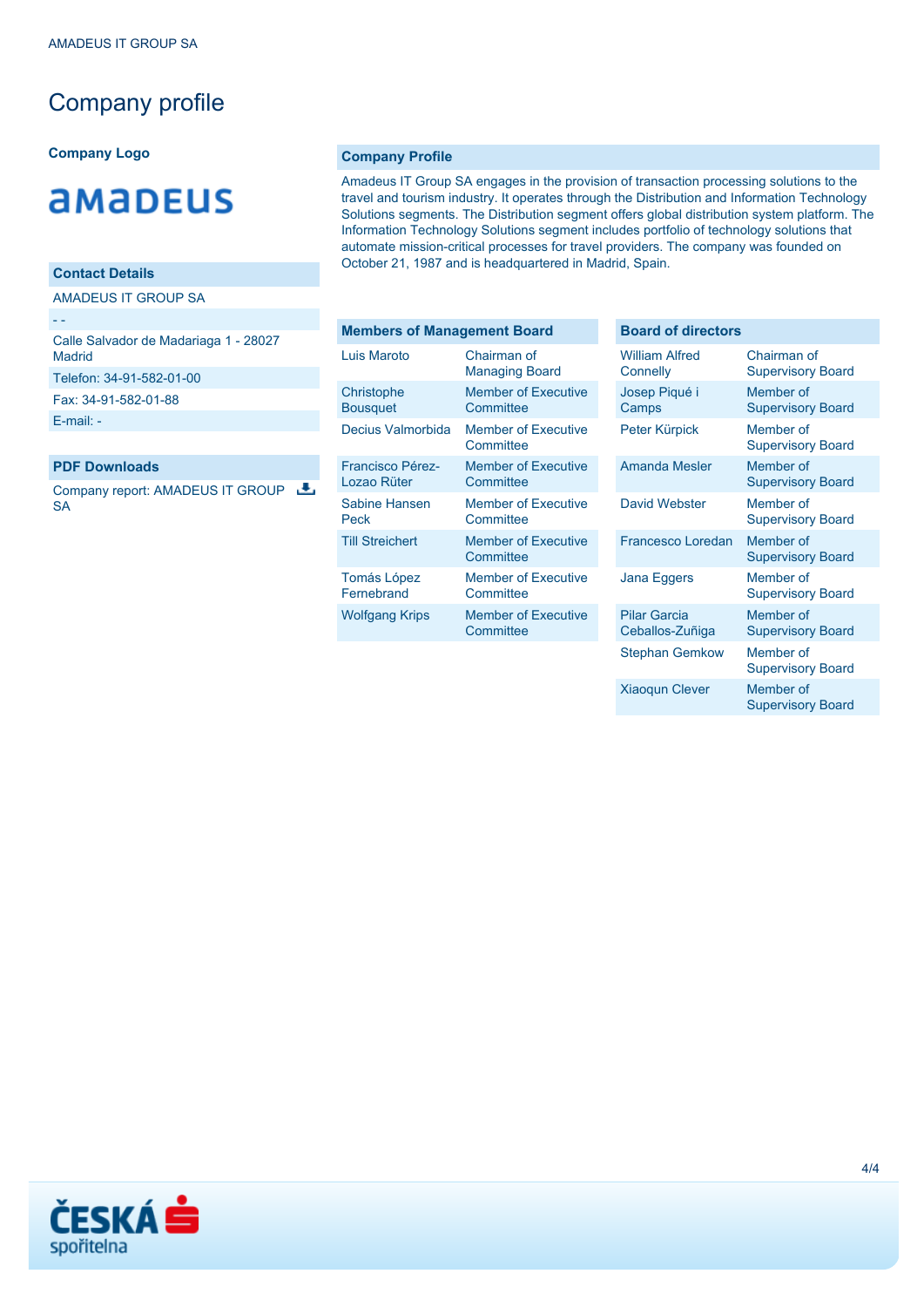# Company profile

**Company Logo**

## Contact Details

AMADEUS IT GROUP SA

- -

Calle Salvador de Madariaga 1 - 28027 Madrid

Telefon: 34-91-582-01-00

Fax: 34-91-582-01-88

E-mail: -

## PDF Downloads

Company report: AMADEUS IT GROUP SA

## Company Profile

Amadeus IT Group SA engages in the provision of transaction processing solutions to the travel and tourism industry. It operates through the Distribution and Information Technology Solutions segments. The Distribution segment offers global distribution system platform. The Information Technology Solutions segment includes portfolio of technology solutions that automate mission-critical processes for travel providers. The company was founded on October 21, 1987 and is headquartered in Madrid, Spain.

## Members of Management Board

| | |
|---|---|
| Luis Maroto | Chairman of Managing Board |
| Christophe Bousquet | Member of Executive Committee |
| Decius Valmorbida | Member of Executive Committee |
| Francisco Pérez-Lozao Rüter | Member of Executive Committee |
| Sabine Hansen Peck | Member of Executive Committee |
| Till Streichert | Member of Executive Committee |
| Tomás López Fernebrand | Member of Executive Committee |
| Wolfgang Krips | Member of Executive Committee |

## Board of directors

| | |
|---|---|
| William Alfred Connelly | Chairman of Supervisory Board |
| Josep Piqué i Camps | Member of Supervisory Board |
| Peter Kürpick | Member of Supervisory Board |
| Amanda Mesler | Member of Supervisory Board |
| David Webster | Member of Supervisory Board |
| Francesco Loredan | Member of Supervisory Board |
| Jana Eggers | Member of Supervisory Board |
| Pilar Garcia Ceballos-Zuñiga | Member of Supervisory Board |
| Stephan Gemkow | Member of Supervisory Board |
| Xiaoqun Clever | Member of Supervisory Board |